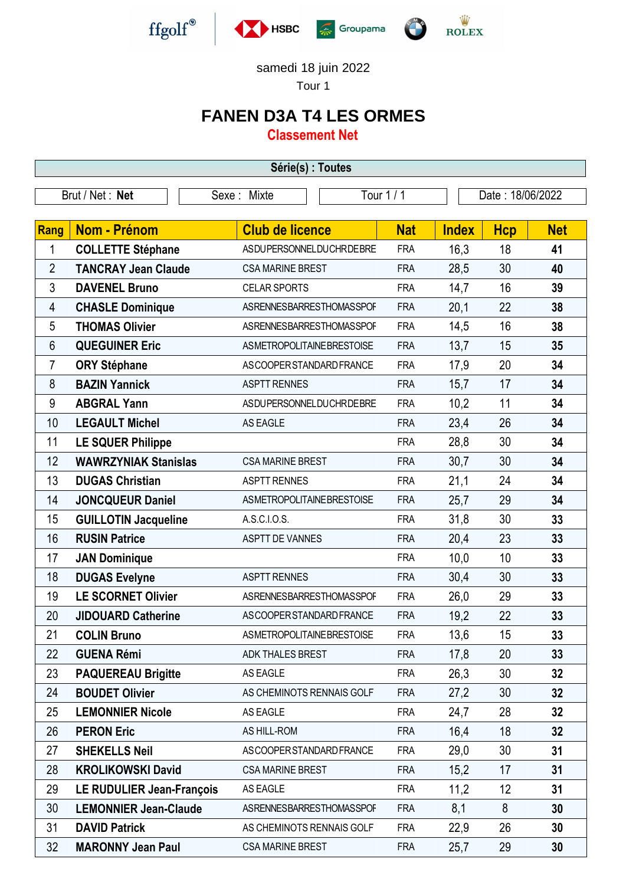samedi 18 juin 2022

Tour 1

# FANEN D3A T4 LES ORMES

## Classement Net

Série(s) : Toutes

| Brut / Net : **Net** | Sexe : Mixte | Tour 1 / 1 | Date : 18/06/2022 |
|---|---|---|---|

| Rang | Nom - Prénom | Club de licence | Nat | Index | Hcp | Net |
|---|---|---|---|---|---|---|
| 1 | **COLLETTE Stéphane** | ASDUPERSONNELDUCHRDEBRE | FRA | 16,3 | 18 | **41** |
| 2 | **TANCRAY Jean Claude** | CSA MARINE BREST | FRA | 28,5 | 30 | **40** |
| 3 | **DAVENEL Bruno** | CELAR SPORTS | FRA | 14,7 | 16 | **39** |
| 4 | **CHASLE Dominique** | ASRENNESBARRESTHOMASSPOF | FRA | 20,1 | 22 | **38** |
| 5 | **THOMAS Olivier** | ASRENNESBARRESTHOMASSPOF | FRA | 14,5 | 16 | **38** |
| 6 | **QUEGUINER Eric** | ASMETROPOLITAINEBRESTOISE | FRA | 13,7 | 15 | **35** |
| 7 | **ORY Stéphane** | ASCOOPERSTANDARDFRANCE | FRA | 17,9 | 20 | **34** |
| 8 | **BAZIN Yannick** | ASPTT RENNES | FRA | 15,7 | 17 | **34** |
| 9 | **ABGRAL Yann** | ASDUPERSONNELDUCHRDEBRE | FRA | 10,2 | 11 | **34** |
| 10 | **LEGAULT Michel** | AS EAGLE | FRA | 23,4 | 26 | **34** |
| 11 | **LE SQUER Philippe** | | FRA | 28,8 | 30 | **34** |
| 12 | **WAWRZYNIAK Stanislas** | CSA MARINE BREST | FRA | 30,7 | 30 | **34** |
| 13 | **DUGAS Christian** | ASPTT RENNES | FRA | 21,1 | 24 | **34** |
| 14 | **JONCQUEUR Daniel** | ASMETROPOLITAINEBRESTOISE | FRA | 25,7 | 29 | **34** |
| 15 | **GUILLOTIN Jacqueline** | A.S.C.I.O.S. | FRA | 31,8 | 30 | **33** |
| 16 | **RUSIN Patrice** | ASPTT DE VANNES | FRA | 20,4 | 23 | **33** |
| 17 | **JAN Dominique** | | FRA | 10,0 | 10 | **33** |
| 18 | **DUGAS Evelyne** | ASPTT RENNES | FRA | 30,4 | 30 | **33** |
| 19 | **LE SCORNET Olivier** | ASRENNESBARRESTHOMASSPOF | FRA | 26,0 | 29 | **33** |
| 20 | **JIDOUARD Catherine** | ASCOOPERSTANDARDFRANCE | FRA | 19,2 | 22 | **33** |
| 21 | **COLIN Bruno** | ASMETROPOLITAINEBRESTOISE | FRA | 13,6 | 15 | **33** |
| 22 | **GUENA Rémi** | ADK THALES BREST | FRA | 17,8 | 20 | **33** |
| 23 | **PAQUEREAU Brigitte** | AS EAGLE | FRA | 26,3 | 30 | **32** |
| 24 | **BOUDET Olivier** | AS CHEMINOTS RENNAIS GOLF | FRA | 27,2 | 30 | **32** |
| 25 | **LEMONNIER Nicole** | AS EAGLE | FRA | 24,7 | 28 | **32** |
| 26 | **PERON Eric** | AS HILL-ROM | FRA | 16,4 | 18 | **32** |
| 27 | **SHEKELLS Neil** | ASCOOPERSTANDARDFRANCE | FRA | 29,0 | 30 | **31** |
| 28 | **KROLIKOWSKI David** | CSA MARINE BREST | FRA | 15,2 | 17 | **31** |
| 29 | **LE RUDULIER Jean-François** | AS EAGLE | FRA | 11,2 | 12 | **31** |
| 30 | **LEMONNIER Jean-Claude** | ASRENNESBARRESTHOMASSPOF | FRA | 8,1 | 8 | **30** |
| 31 | **DAVID Patrick** | AS CHEMINOTS RENNAIS GOLF | FRA | 22,9 | 26 | **30** |
| 32 | **MARONNY Jean Paul** | CSA MARINE BREST | FRA | 25,7 | 29 | **30** |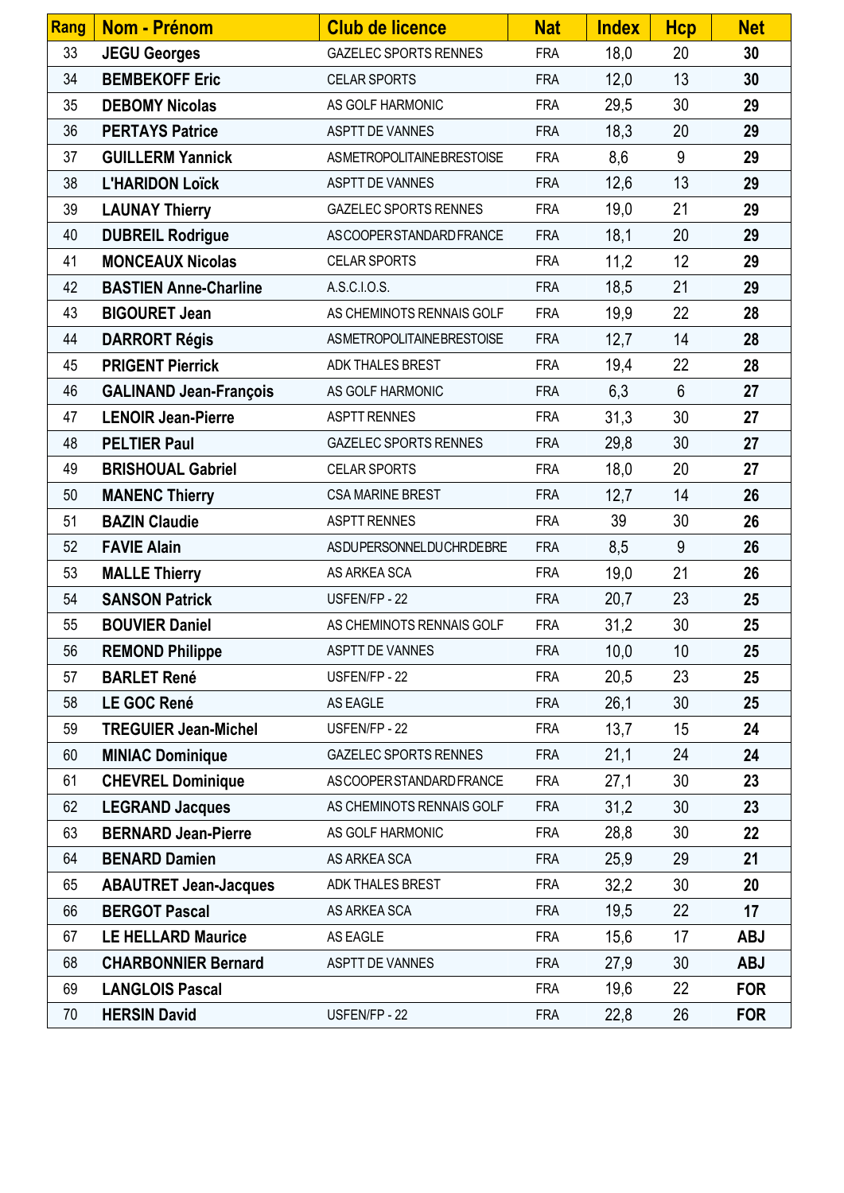| Rang | Nom - Prénom | Club de licence | Nat | Index | Hcp | Net |
|---|---|---|---|---|---|---|
| 33 | **JEGU Georges** | GAZELEC SPORTS RENNES | FRA | 18,0 | 20 | **30** |
| 34 | **BEMBEKOFF Eric** | CELAR SPORTS | FRA | 12,0 | 13 | **30** |
| 35 | **DEBOMY Nicolas** | AS GOLF HARMONIC | FRA | 29,5 | 30 | **29** |
| 36 | **PERTAYS Patrice** | ASPTT DE VANNES | FRA | 18,3 | 20 | **29** |
| 37 | **GUILLERM Yannick** | ASMETROPOLITAINEBRESTOISE | FRA | 8,6 | 9 | **29** |
| 38 | **L'HARIDON Loïck** | ASPTT DE VANNES | FRA | 12,6 | 13 | **29** |
| 39 | **LAUNAY Thierry** | GAZELEC SPORTS RENNES | FRA | 19,0 | 21 | **29** |
| 40 | **DUBREIL Rodrigue** | ASCOOPERSTANDARDFRANCE | FRA | 18,1 | 20 | **29** |
| 41 | **MONCEAUX Nicolas** | CELAR SPORTS | FRA | 11,2 | 12 | **29** |
| 42 | **BASTIEN Anne-Charline** | A.S.C.I.O.S. | FRA | 18,5 | 21 | **29** |
| 43 | **BIGOURET Jean** | AS CHEMINOTS RENNAIS GOLF | FRA | 19,9 | 22 | **28** |
| 44 | **DARRORT Régis** | ASMETROPOLITAINEBRESTOISE | FRA | 12,7 | 14 | **28** |
| 45 | **PRIGENT Pierrick** | ADK THALES BREST | FRA | 19,4 | 22 | **28** |
| 46 | **GALINAND Jean-François** | AS GOLF HARMONIC | FRA | 6,3 | 6 | **27** |
| 47 | **LENOIR Jean-Pierre** | ASPTT RENNES | FRA | 31,3 | 30 | **27** |
| 48 | **PELTIER Paul** | GAZELEC SPORTS RENNES | FRA | 29,8 | 30 | **27** |
| 49 | **BRISHOUAL Gabriel** | CELAR SPORTS | FRA | 18,0 | 20 | **27** |
| 50 | **MANENC Thierry** | CSA MARINE BREST | FRA | 12,7 | 14 | **26** |
| 51 | **BAZIN Claudie** | ASPTT RENNES | FRA | 39 | 30 | **26** |
| 52 | **FAVIE Alain** | ASDUPERSONNELDUCHRDEBRE | FRA | 8,5 | 9 | **26** |
| 53 | **MALLE Thierry** | AS ARKEA SCA | FRA | 19,0 | 21 | **26** |
| 54 | **SANSON Patrick** | USFEN/FP - 22 | FRA | 20,7 | 23 | **25** |
| 55 | **BOUVIER Daniel** | AS CHEMINOTS RENNAIS GOLF | FRA | 31,2 | 30 | **25** |
| 56 | **REMOND Philippe** | ASPTT DE VANNES | FRA | 10,0 | 10 | **25** |
| 57 | **BARLET René** | USFEN/FP - 22 | FRA | 20,5 | 23 | **25** |
| 58 | **LE GOC René** | AS EAGLE | FRA | 26,1 | 30 | **25** |
| 59 | **TREGUIER Jean-Michel** | USFEN/FP - 22 | FRA | 13,7 | 15 | **24** |
| 60 | **MINIAC Dominique** | GAZELEC SPORTS RENNES | FRA | 21,1 | 24 | **24** |
| 61 | **CHEVREL Dominique** | ASCOOPERSTANDARDFRANCE | FRA | 27,1 | 30 | **23** |
| 62 | **LEGRAND Jacques** | AS CHEMINOTS RENNAIS GOLF | FRA | 31,2 | 30 | **23** |
| 63 | **BERNARD Jean-Pierre** | AS GOLF HARMONIC | FRA | 28,8 | 30 | **22** |
| 64 | **BENARD Damien** | AS ARKEA SCA | FRA | 25,9 | 29 | **21** |
| 65 | **ABAUTRET Jean-Jacques** | ADK THALES BREST | FRA | 32,2 | 30 | **20** |
| 66 | **BERGOT Pascal** | AS ARKEA SCA | FRA | 19,5 | 22 | **17** |
| 67 | **LE HELLARD Maurice** | AS EAGLE | FRA | 15,6 | 17 | **ABJ** |
| 68 | **CHARBONNIER Bernard** | ASPTT DE VANNES | FRA | 27,9 | 30 | **ABJ** |
| 69 | **LANGLOIS Pascal** | | FRA | 19,6 | 22 | **FOR** |
| 70 | **HERSIN David** | USFEN/FP - 22 | FRA | 22,8 | 26 | **FOR** |